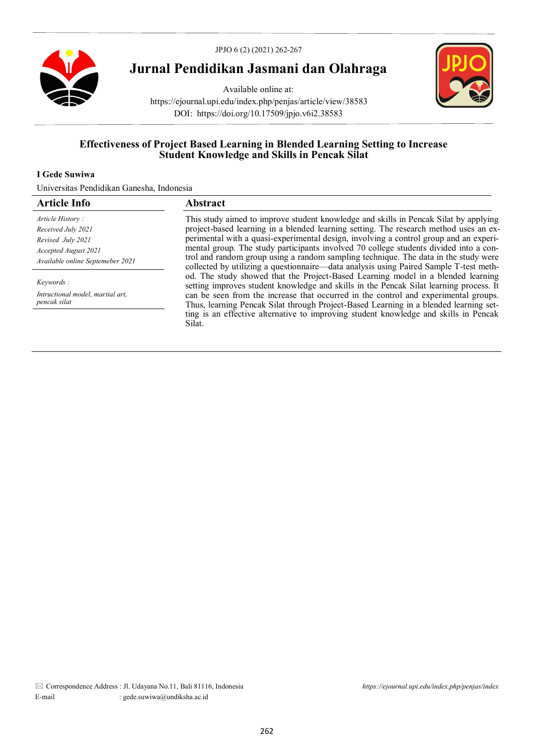# Jurnal Pendidikan Jasmani dan Olahraga

Available online at:
https://ejournal.upi.edu/index.php/penjas/article/view/38583
DOI: https://doi.org/10.17509/jpjo.v6i2.38583

## Effectiveness of Project Based Learning in Blended Learning Setting to Increase Student Knowledge and Skills in Pencak Silat

**I Gede Suwiwa**

Universitas Pendidikan Ganesha, Indonesia

### Article Info

*Article History :*
*Received July 2021*
*Revised July 2021*
*Accepted August 2021*
*Available online Septemeber 2021*

*Keywords :*
*Intructional model, martial art, pencak silat*

### Abstract

This study aimed to improve student knowledge and skills in Pencak Silat by applying project-based learning in a blended learning setting. The research method uses an experimental with a quasi-experimental design, involving a control group and an experimental group. The study participants involved 70 college students divided into a control and random group using a random sampling technique. The data in the study were collected by utilizing a questionnaire—data analysis using Paired Sample T-test method. The study showed that the Project-Based Learning model in a blended learning setting improves student knowledge and skills in the Pencak Silat learning process. It can be seen from the increase that occurred in the control and experimental groups. Thus, learning Pencak Silat through Project-Based Learning in a blended learning setting is an effective alternative to improving student knowledge and skills in Pencak Silat.

✉ Correspondence Address : Jl. Udayana No.11, Bali 81116, Indonesia
E-mail : gede.suwiwa@undiksha.ac.id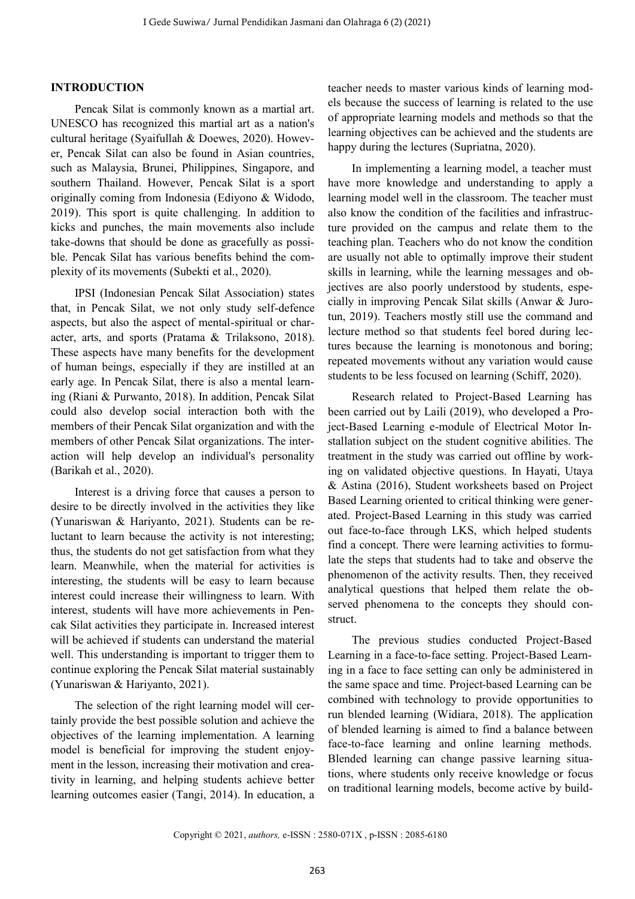## INTRODUCTION

Pencak Silat is commonly known as a martial art. UNESCO has recognized this martial art as a nation's cultural heritage (Syaifullah & Doewes, 2020). However, Pencak Silat can also be found in Asian countries, such as Malaysia, Brunei, Philippines, Singapore, and southern Thailand. However, Pencak Silat is a sport originally coming from Indonesia (Ediyono & Widodo, 2019). This sport is quite challenging. In addition to kicks and punches, the main movements also include take-downs that should be done as gracefully as possible. Pencak Silat has various benefits behind the complexity of its movements (Subekti et al., 2020).

IPSI (Indonesian Pencak Silat Association) states that, in Pencak Silat, we not only study self-defence aspects, but also the aspect of mental-spiritual or character, arts, and sports (Pratama & Trilaksono, 2018). These aspects have many benefits for the development of human beings, especially if they are instilled at an early age. In Pencak Silat, there is also a mental learning (Riani & Purwanto, 2018). In addition, Pencak Silat could also develop social interaction both with the members of their Pencak Silat organization and with the members of other Pencak Silat organizations. The interaction will help develop an individual's personality (Barikah et al., 2020).

Interest is a driving force that causes a person to desire to be directly involved in the activities they like (Yunariswan & Hariyanto, 2021). Students can be reluctant to learn because the activity is not interesting; thus, the students do not get satisfaction from what they learn. Meanwhile, when the material for activities is interesting, the students will be easy to learn because interest could increase their willingness to learn. With interest, students will have more achievements in Pencak Silat activities they participate in. Increased interest will be achieved if students can understand the material well. This understanding is important to trigger them to continue exploring the Pencak Silat material sustainably (Yunariswan & Hariyanto, 2021).

The selection of the right learning model will certainly provide the best possible solution and achieve the objectives of the learning implementation. A learning model is beneficial for improving the student enjoyment in the lesson, increasing their motivation and creativity in learning, and helping students achieve better learning outcomes easier (Tangi, 2014). In education, a teacher needs to master various kinds of learning models because the success of learning is related to the use of appropriate learning models and methods so that the learning objectives can be achieved and the students are happy during the lectures (Supriatna, 2020).

In implementing a learning model, a teacher must have more knowledge and understanding to apply a learning model well in the classroom. The teacher must also know the condition of the facilities and infrastructure provided on the campus and relate them to the teaching plan. Teachers who do not know the condition are usually not able to optimally improve their student skills in learning, while the learning messages and objectives are also poorly understood by students, especially in improving Pencak Silat skills (Anwar & Jurotun, 2019). Teachers mostly still use the command and lecture method so that students feel bored during lectures because the learning is monotonous and boring; repeated movements without any variation would cause students to be less focused on learning (Schiff, 2020).

Research related to Project-Based Learning has been carried out by Laili (2019), who developed a Project-Based Learning e-module of Electrical Motor Installation subject on the student cognitive abilities. The treatment in the study was carried out offline by working on validated objective questions. In Hayati, Utaya & Astina (2016), Student worksheets based on Project Based Learning oriented to critical thinking were generated. Project-Based Learning in this study was carried out face-to-face through LKS, which helped students find a concept. There were learning activities to formulate the steps that students had to take and observe the phenomenon of the activity results. Then, they received analytical questions that helped them relate the observed phenomena to the concepts they should construct.

The previous studies conducted Project-Based Learning in a face-to-face setting. Project-Based Learning in a face to face setting can only be administered in the same space and time. Project-based Learning can be combined with technology to provide opportunities to run blended learning (Widiara, 2018). The application of blended learning is aimed to find a balance between face-to-face learning and online learning methods. Blended learning can change passive learning situations, where students only receive knowledge or focus on traditional learning models, become active by build-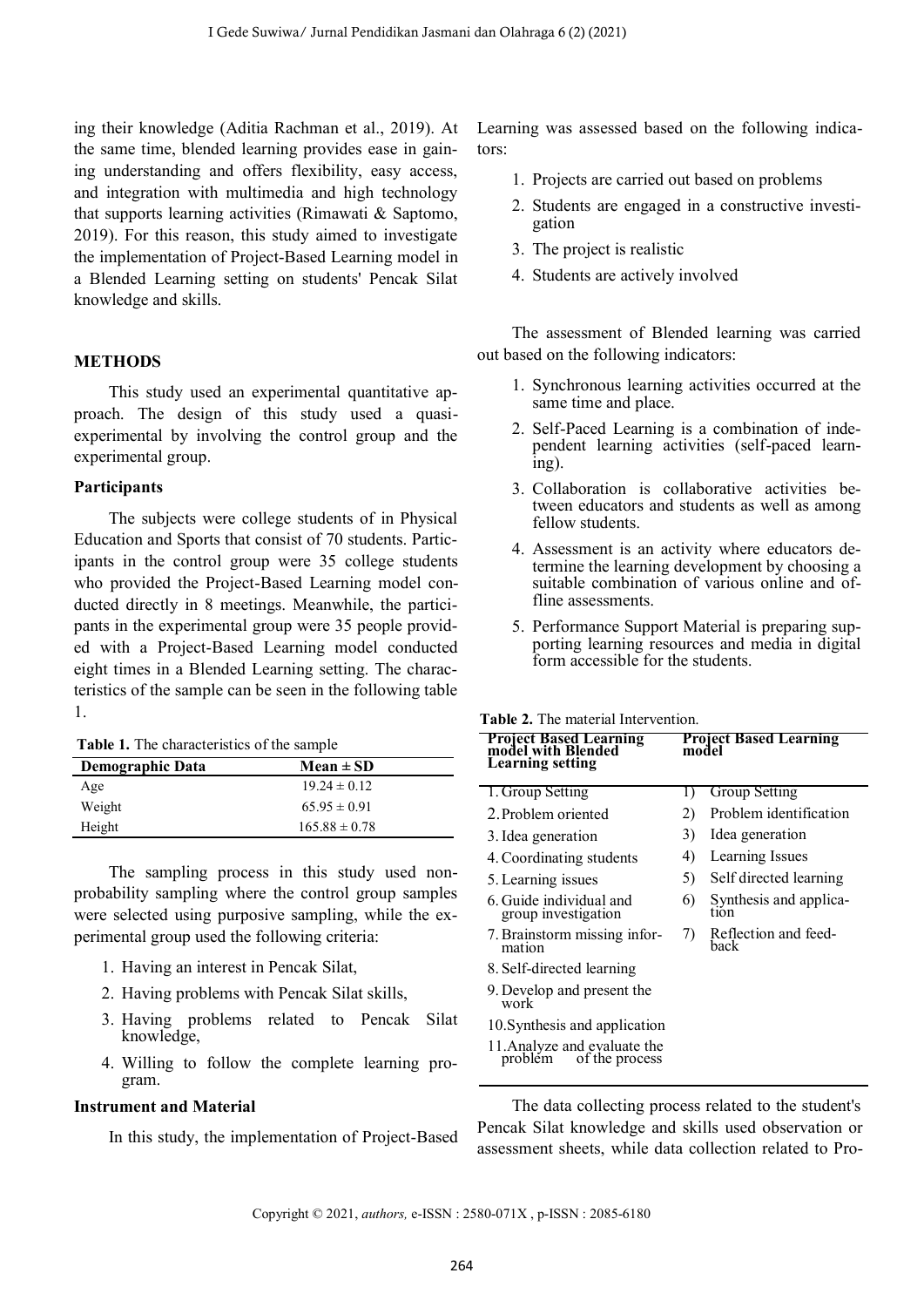ing their knowledge (Aditia Rachman et al., 2019). At the same time, blended learning provides ease in gaining understanding and offers flexibility, easy access, and integration with multimedia and high technology that supports learning activities (Rimawati & Saptomo, 2019). For this reason, this study aimed to investigate the implementation of Project-Based Learning model in a Blended Learning setting on students' Pencak Silat knowledge and skills.

## METHODS

This study used an experimental quantitative approach. The design of this study used a quasi-experimental by involving the control group and the experimental group.

### Participants

The subjects were college students of in Physical Education and Sports that consist of 70 students. Participants in the control group were 35 college students who provided the Project-Based Learning model conducted directly in 8 meetings. Meanwhile, the participants in the experimental group were 35 people provided with a Project-Based Learning model conducted eight times in a Blended Learning setting. The characteristics of the sample can be seen in the following table 1.

**Table 1.** The characteristics of the sample

| Demographic Data | Mean ± SD |
|---|---|
| Age | 19.24 ± 0.12 |
| Weight | 65.95 ± 0.91 |
| Height | 165.88 ± 0.78 |

The sampling process in this study used non-probability sampling where the control group samples were selected using purposive sampling, while the experimental group used the following criteria:

1. Having an interest in Pencak Silat,
2. Having problems with Pencak Silat skills,
3. Having problems related to Pencak Silat knowledge,
4. Willing to follow the complete learning program.

### Instrument and Material

In this study, the implementation of Project-Based Learning was assessed based on the following indicators:

1. Projects are carried out based on problems
2. Students are engaged in a constructive investigation
3. The project is realistic
4. Students are actively involved

The assessment of Blended learning was carried out based on the following indicators:

1. Synchronous learning activities occurred at the same time and place.
2. Self-Paced Learning is a combination of independent learning activities (self-paced learning).
3. Collaboration is collaborative activities between educators and students as well as among fellow students.
4. Assessment is an activity where educators determine the learning development by choosing a suitable combination of various online and offline assessments.
5. Performance Support Material is preparing supporting learning resources and media in digital form accessible for the students.

**Table 2.** The material Intervention.

| Project Based Learning model with Blended Learning setting | Project Based Learning model |
|---|---|
| 1. Group Setting | 1) Group Setting |
| 2. Problem oriented | 2) Problem identification |
| 3. Idea generation | 3) Idea generation |
| 4. Coordinating students | 4) Learning Issues |
| 5. Learning issues | 5) Self directed learning |
| 6. Guide individual and group investigation | 6) Synthesis and application |
| 7. Brainstorm missing information | 7) Reflection and feedback |
| 8. Self-directed learning | |
| 9. Develop and present the work | |
| 10. Synthesis and application | |
| 11. Analyze and evaluate the problem of the process | |

The data collecting process related to the student's Pencak Silat knowledge and skills used observation or assessment sheets, while data collection related to Pro-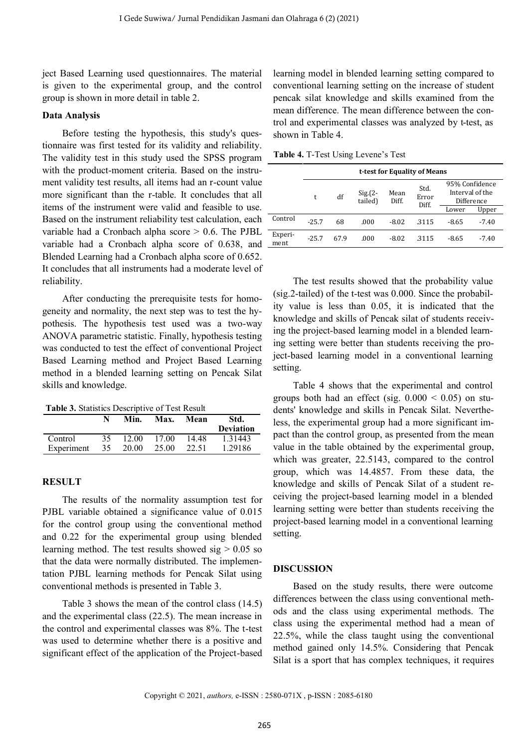ject Based Learning used questionnaires. The material is given to the experimental group, and the control group is shown in more detail in table 2.

### Data Analysis

Before testing the hypothesis, this study's questionnaire was first tested for its validity and reliability. The validity test in this study used the SPSS program with the product-moment criteria. Based on the instrument validity test results, all items had an r-count value more significant than the r-table. It concludes that all items of the instrument were valid and feasible to use. Based on the instrument reliability test calculation, each variable had a Cronbach alpha score > 0.6. The PJBL variable had a Cronbach alpha score of 0.638, and Blended Learning had a Cronbach alpha score of 0.652. It concludes that all instruments had a moderate level of reliability.

After conducting the prerequisite tests for homogeneity and normality, the next step was to test the hypothesis. The hypothesis test used was a two-way ANOVA parametric statistic. Finally, hypothesis testing was conducted to test the effect of conventional Project Based Learning method and Project Based Learning method in a blended learning setting on Pencak Silat skills and knowledge.

**Table 3.** Statistics Descriptive of Test Result

| | N | Min. | Max. | Mean | Std. Deviation |
|---|---|---|---|---|---|
| Control | 35 | 12.00 | 17.00 | 14.48 | 1.31443 |
| Experiment | 35 | 20.00 | 25.00 | 22.51 | 1.29186 |

## RESULT

The results of the normality assumption test for PJBL variable obtained a significance value of 0.015 for the control group using the conventional method and 0.22 for the experimental group using blended learning method. The test results showed sig > 0.05 so that the data were normally distributed. The implementation PJBL learning methods for Pencak Silat using conventional methods is presented in Table 3.

Table 3 shows the mean of the control class (14.5) and the experimental class (22.5). The mean increase in the control and experimental classes was 8%. The t-test was used to determine whether there is a positive and significant effect of the application of the Project-based learning model in blended learning setting compared to conventional learning setting on the increase of student pencak silat knowledge and skills examined from the mean difference. The mean difference between the control and experimental classes was analyzed by t-test, as shown in Table 4.

**Table 4.** T-Test Using Levene's Test

| | t-test for Equality of Means | | | | | | |
|---|---|---|---|---|---|---|---|
| | t | df | Sig.(2-tailed) | Mean Diff. | Std. Error Diff. | 95% Confidence Interval of the Difference | |
| | | | | | | Lower | Upper |
| Control | -25.7 | 68 | .000 | -8.02 | .3115 | -8.65 | -7.40 |
| Experiment | -25.7 | 67.9 | .000 | -8.02 | .3115 | -8.65 | -7.40 |

The test results showed that the probability value (sig.2-tailed) of the t-test was 0.000. Since the probability value is less than 0.05, it is indicated that the knowledge and skills of Pencak silat of students receiving the project-based learning model in a blended learning setting were better than students receiving the project-based learning model in a conventional learning setting.

Table 4 shows that the experimental and control groups both had an effect (sig. 0.000 < 0.05) on students' knowledge and skills in Pencak Silat. Nevertheless, the experimental group had a more significant impact than the control group, as presented from the mean value in the table obtained by the experimental group, which was greater, 22.5143, compared to the control group, which was 14.4857. From these data, the knowledge and skills of Pencak Silat of a student receiving the project-based learning model in a blended learning setting were better than students receiving the project-based learning model in a conventional learning setting.

## DISCUSSION

Based on the study results, there were outcome differences between the class using conventional methods and the class using experimental methods. The class using the experimental method had a mean of 22.5%, while the class taught using the conventional method gained only 14.5%. Considering that Pencak Silat is a sport that has complex techniques, it requires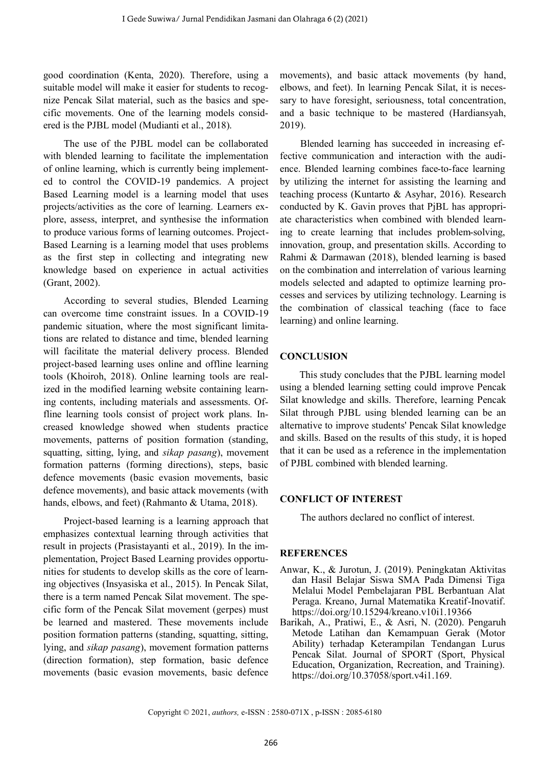good coordination (Kenta, 2020). Therefore, using a suitable model will make it easier for students to recognize Pencak Silat material, such as the basics and specific movements. One of the learning models considered is the PJBL model (Mudianti et al., 2018).

The use of the PJBL model can be collaborated with blended learning to facilitate the implementation of online learning, which is currently being implemented to control the COVID-19 pandemics. A project Based Learning model is a learning model that uses projects/activities as the core of learning. Learners explore, assess, interpret, and synthesise the information to produce various forms of learning outcomes. Project-Based Learning is a learning model that uses problems as the first step in collecting and integrating new knowledge based on experience in actual activities (Grant, 2002).

According to several studies, Blended Learning can overcome time constraint issues. In a COVID-19 pandemic situation, where the most significant limitations are related to distance and time, blended learning will facilitate the material delivery process. Blended project-based learning uses online and offline learning tools (Khoiroh, 2018). Online learning tools are realized in the modified learning website containing learning contents, including materials and assessments. Offline learning tools consist of project work plans. Increased knowledge showed when students practice movements, patterns of position formation (standing, squatting, sitting, lying, and *sikap pasang*), movement formation patterns (forming directions), steps, basic defence movements (basic evasion movements, basic defence movements), and basic attack movements (with hands, elbows, and feet) (Rahmanto & Utama, 2018).

Project-based learning is a learning approach that emphasizes contextual learning through activities that result in projects (Prasistayanti et al., 2019). In the implementation, Project Based Learning provides opportunities for students to develop skills as the core of learning objectives (Insyasiska et al., 2015). In Pencak Silat, there is a term named Pencak Silat movement. The specific form of the Pencak Silat movement (gerpes) must be learned and mastered. These movements include position formation patterns (standing, squatting, sitting, lying, and *sikap pasang*), movement formation patterns (direction formation), step formation, basic defence movements (basic evasion movements, basic defence movements), and basic attack movements (by hand, elbows, and feet). In learning Pencak Silat, it is necessary to have foresight, seriousness, total concentration, and a basic technique to be mastered (Hardiansyah, 2019).

Blended learning has succeeded in increasing effective communication and interaction with the audience. Blended learning combines face-to-face learning by utilizing the internet for assisting the learning and teaching process (Kuntarto & Asyhar, 2016). Research conducted by K. Gavin proves that PjBL has appropriate characteristics when combined with blended learning to create learning that includes problem-solving, innovation, group, and presentation skills. According to Rahmi & Darmawan (2018), blended learning is based on the combination and interrelation of various learning models selected and adapted to optimize learning processes and services by utilizing technology. Learning is the combination of classical teaching (face to face learning) and online learning.

## CONCLUSION

This study concludes that the PJBL learning model using a blended learning setting could improve Pencak Silat knowledge and skills. Therefore, learning Pencak Silat through PJBL using blended learning can be an alternative to improve students' Pencak Silat knowledge and skills. Based on the results of this study, it is hoped that it can be used as a reference in the implementation of PJBL combined with blended learning.

## CONFLICT OF INTEREST

The authors declared no conflict of interest.

## REFERENCES

Anwar, K., & Jurotun, J. (2019). Peningkatan Aktivitas dan Hasil Belajar Siswa SMA Pada Dimensi Tiga Melalui Model Pembelajaran PBL Berbantuan Alat Peraga. Kreano, Jurnal Matematika Kreatif-Inovatif. https://doi.org/10.15294/kreano.v10i1.19366

Barikah, A., Pratiwi, E., & Asri, N. (2020). Pengaruh Metode Latihan dan Kemampuan Gerak (Motor Ability) terhadap Keterampilan Tendangan Lurus Pencak Silat. Journal of SPORT (Sport, Physical Education, Organization, Recreation, and Training). https://doi.org/10.37058/sport.v4i1.169.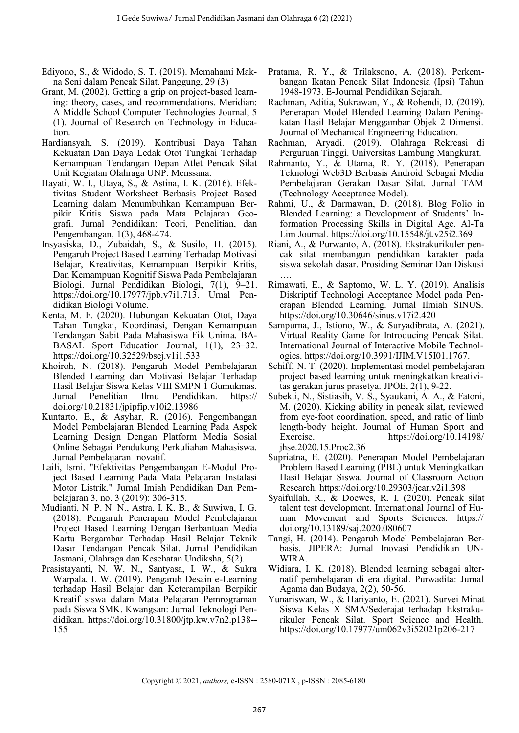Ediyono, S., & Widodo, S. T. (2019). Memahami Makna Seni dalam Pencak Silat. Panggung, 29 (3)

Grant, M. (2002). Getting a grip on project-based learning: theory, cases, and recommendations. Meridian: A Middle School Computer Technologies Journal, 5 (1). Journal of Research on Technology in Education.

Hardiansyah, S. (2019). Kontribusi Daya Tahan Kekuatan Dan Daya Ledak Otot Tungkai Terhadap Kemampuan Tendangan Depan Atlet Pencak Silat Unit Kegiatan Olahraga UNP. Menssana.

Hayati, W. I., Utaya, S., & Astina, I. K. (2016). Efektivitas Student Worksheet Berbasis Project Based Learning dalam Menumbuhkan Kemampuan Berpikir Kritis Siswa pada Mata Pelajaran Geografi. Jurnal Pendidikan: Teori, Penelitian, dan Pengembangan, 1(3), 468-474.

Insyasiska, D., Zubaidah, S., & Susilo, H. (2015). Pengaruh Project Based Learning Terhadap Motivasi Belajar, Kreativitas, Kemampuan Berpikir Kritis, Dan Kemampuan Kognitif Siswa Pada Pembelajaran Biologi. Jurnal Pendidikan Biologi, 7(1), 9–21. https://doi.org/10.17977/jpb.v7i1.713. Urnal Pendidikan Biologi Volume.

Kenta, M. F. (2020). Hubungan Kekuatan Otot, Daya Tahan Tungkai, Koordinasi, Dengan Kemampuan Tendangan Sabit Pada Mahasiswa Fik Unima. BA-BASAL Sport Education Journal, 1(1), 23–32. https://doi.org/10.32529/bsej.v1i1.533

Khoiroh, N. (2018). Pengaruh Model Pembelajaran Blended Learning dan Motivasi Belajar Terhadap Hasil Belajar Siswa Kelas VIII SMPN 1 Gumukmas. Jurnal Penelitian Ilmu Pendidikan. https://doi.org/10.21831/jpipfip.v10i2.13986

Kuntarto, E., & Asyhar, R. (2016). Pengembangan Model Pembelajaran Blended Learning Pada Aspek Learning Design Dengan Platform Media Sosial Online Sebagai Pendukung Perkuliahan Mahasiswa. Jurnal Pembelajaran Inovatif.

Laili, Ismi. "Efektivitas Pengembangan E-Modul Project Based Learning Pada Mata Pelajaran Instalasi Motor Listrik." Jurnal Imiah Pendidikan Dan Pembelajaran 3, no. 3 (2019): 306-315.

Mudianti, N. P. N. N., Astra, I. K. B., & Suwiwa, I. G. (2018). Pengaruh Penerapan Model Pembelajaran Project Based Learning Dengan Berbantuan Media Kartu Bergambar Terhadap Hasil Belajar Teknik Dasar Tendangan Pencak Silat. Jurnal Pendidikan Jasmani, Olahraga dan Kesehatan Undiksha, 5(2).

Prasistayanti, N. W. N., Santyasa, I. W., & Sukra Warpala, I. W. (2019). Pengaruh Desain e-Learning terhadap Hasil Belajar dan Keterampilan Berpikir Kreatif siswa dalam Mata Pelajaran Pemrograman pada Siswa SMK. Kwangsan: Jurnal Teknologi Pendidikan. https://doi.org/10.31800/jtp.kw.v7n2.p138--155

Pratama, R. Y., & Trilaksono, A. (2018). Perkembangan Ikatan Pencak Silat Indonesia (Ipsi) Tahun 1948-1973. E-Journal Pendidikan Sejarah.

Rachman, Aditia, Sukrawan, Y., & Rohendi, D. (2019). Penerapan Model Blended Learning Dalam Peningkatan Hasil Belajar Menggambar Objek 2 Dimensi. Journal of Mechanical Engineering Education.

Rachman, Aryadi. (2019). Olahraga Rekreasi di Perguruan Tinggi. Universitas Lambung Mangkurat.

Rahmanto, Y., & Utama, R. Y. (2018). Penerapan Teknologi Web3D Berbasis Android Sebagai Media Pembelajaran Gerakan Dasar Silat. Jurnal TAM (Technology Acceptance Model).

Rahmi, U., & Darmawan, D. (2018). Blog Folio in Blended Learning: a Development of Students' Information Processing Skills in Digital Age. Al-Ta Lim Journal. https://doi.org/10.15548/jt.v25i2.369

Riani, A., & Purwanto, A. (2018). Ekstrakurikuler pencak silat membangun pendidikan karakter pada siswa sekolah dasar. Prosiding Seminar Dan Diskusi ….

Rimawati, E., & Saptomo, W. L. Y. (2019). Analisis Diskriptif Technologi Acceptance Model pada Penerapan Blended Learning. Jurnal Ilmiah SINUS. https://doi.org/10.30646/sinus.v17i2.420

Sampurna, J., Istiono, W., & Suryadibrata, A. (2021). Virtual Reality Game for Introducing Pencak Silat. International Journal of Interactive Mobile Technologies. https://doi.org/10.3991/IJIM.V15I01.1767.

Schiff, N. T. (2020). Implementasi model pembelajaran project based learning untuk meningkatkan kreativitas gerakan jurus prasetya. JPOE, 2(1), 9-22.

Subekti, N., Sistiasih, V. S., Syaukani, A. A., & Fatoni, M. (2020). Kicking ability in pencak silat, reviewed from eye-foot coordination, speed, and ratio of limb length-body height. Journal of Human Sport and Exercise. https://doi.org/10.14198/jhse.2020.15.Proc2.36

Supriatna, E. (2020). Penerapan Model Pembelajaran Problem Based Learning (PBL) untuk Meningkatkan Hasil Belajar Siswa. Journal of Classroom Action Research. https://doi.org/10.29303/jcar.v2i1.398

Syaifullah, R., & Doewes, R. I. (2020). Pencak silat talent test development. International Journal of Human Movement and Sports Sciences. https://doi.org/10.13189/saj.2020.080607

Tangi, H. (2014). Pengaruh Model Pembelajaran Berbasis. JIPERA: Jurnal Inovasi Pendidikan UNWIRA.

Widiara, I. K. (2018). Blended learning sebagai alternatif pembelajaran di era digital. Purwadita: Jurnal Agama dan Budaya, 2(2), 50-56.

Yunariswan, W., & Hariyanto, E. (2021). Survei Minat Siswa Kelas X SMA/Sederajat terhadap Ekstrakurikuler Pencak Silat. Sport Science and Health. https://doi.org/10.17977/um062v3i52021p206-217